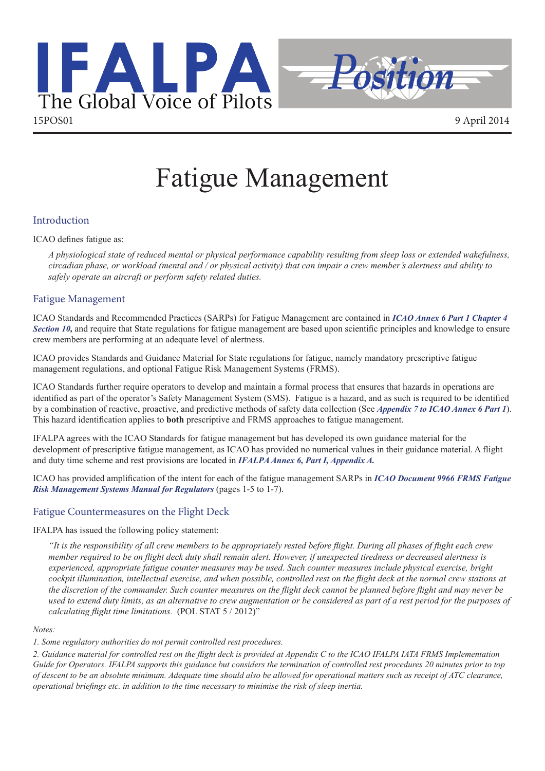IFALPA The Global Voice of Pilots

Position

15POS01

9 April 2014

# Fatigue Management

## Introduction

ICAO defines fatigue as:

> *A physiological state of reduced mental or physical performance capability resulting from sleep loss or extended wakefulness, circadian phase, or workload (mental and / or physical activity) that can impair a crew member's alertness and ability to safely operate an aircraft or perform safety related duties.*

## Fatigue Management

ICAO Standards and Recommended Practices (SARPs) for Fatigue Management are contained in ***ICAO Annex 6 Part 1 Chapter 4 Section 10,*** and require that State regulations for fatigue management are based upon scientific principles and knowledge to ensure crew members are performing at an adequate level of alertness.

ICAO provides Standards and Guidance Material for State regulations for fatigue, namely mandatory prescriptive fatigue management regulations, and optional Fatigue Risk Management Systems (FRMS).

ICAO Standards further require operators to develop and maintain a formal process that ensures that hazards in operations are identified as part of the operator's Safety Management System (SMS). Fatigue is a hazard, and as such is required to be identified by a combination of reactive, proactive, and predictive methods of safety data collection (See ***Appendix 7 to ICAO Annex 6 Part 1***). This hazard identification applies to **both** prescriptive and FRMS approaches to fatigue management.

IFALPA agrees with the ICAO Standards for fatigue management but has developed its own guidance material for the development of prescriptive fatigue management, as ICAO has provided no numerical values in their guidance material. A flight and duty time scheme and rest provisions are located in ***IFALPA Annex 6, Part I, Appendix A.***

ICAO has provided amplification of the intent for each of the fatigue management SARPs in ***ICAO Document 9966 FRMS Fatigue Risk Management Systems Manual for Regulators*** (pages 1-5 to 1-7).

## Fatigue Countermeasures on the Flight Deck

IFALPA has issued the following policy statement:

> *"It is the responsibility of all crew members to be appropriately rested before flight. During all phases of flight each crew member required to be on flight deck duty shall remain alert. However, if unexpected tiredness or decreased alertness is experienced, appropriate fatigue counter measures may be used. Such counter measures include physical exercise, bright cockpit illumination, intellectual exercise, and when possible, controlled rest on the flight deck at the normal crew stations at the discretion of the commander. Such counter measures on the flight deck cannot be planned before flight and may never be used to extend duty limits, as an alternative to crew augmentation or be considered as part of a rest period for the purposes of calculating flight time limitations.* (POL STAT 5 / 2012)"

*Notes:*

*1. Some regulatory authorities do not permit controlled rest procedures.*

*2. Guidance material for controlled rest on the flight deck is provided at Appendix C to the ICAO IFALPA IATA FRMS Implementation Guide for Operators. IFALPA supports this guidance but considers the termination of controlled rest procedures 20 minutes prior to top of descent to be an absolute minimum. Adequate time should also be allowed for operational matters such as receipt of ATC clearance, operational briefings etc. in addition to the time necessary to minimise the risk of sleep inertia.*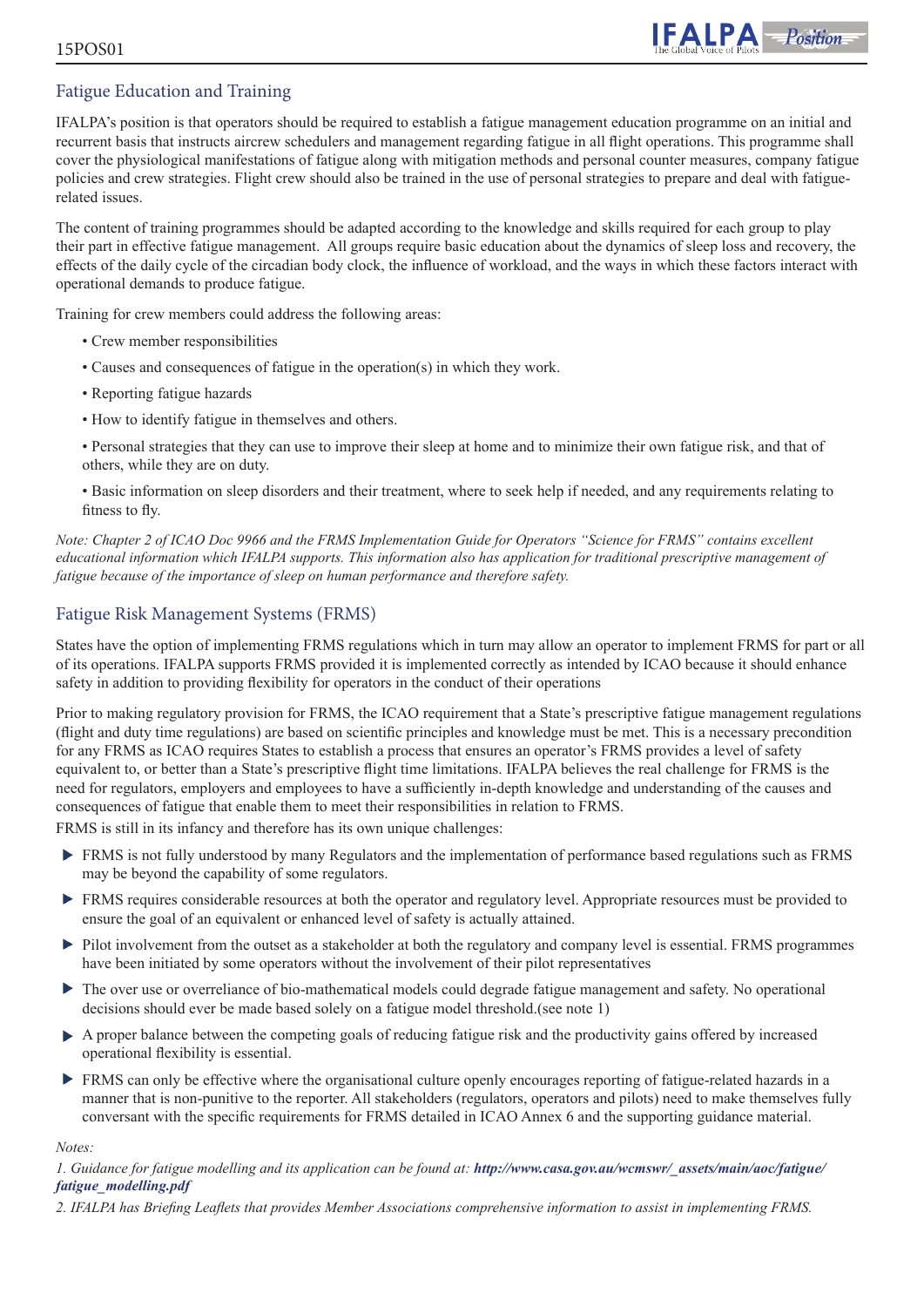## Fatigue Education and Training

IFALPA's position is that operators should be required to establish a fatigue management education programme on an initial and recurrent basis that instructs aircrew schedulers and management regarding fatigue in all flight operations. This programme shall cover the physiological manifestations of fatigue along with mitigation methods and personal counter measures, company fatigue policies and crew strategies. Flight crew should also be trained in the use of personal strategies to prepare and deal with fatigue-related issues.

The content of training programmes should be adapted according to the knowledge and skills required for each group to play their part in effective fatigue management. All groups require basic education about the dynamics of sleep loss and recovery, the effects of the daily cycle of the circadian body clock, the influence of workload, and the ways in which these factors interact with operational demands to produce fatigue.

Training for crew members could address the following areas:

- Crew member responsibilities
- Causes and consequences of fatigue in the operation(s) in which they work.
- Reporting fatigue hazards
- How to identify fatigue in themselves and others.
- Personal strategies that they can use to improve their sleep at home and to minimize their own fatigue risk, and that of others, while they are on duty.
- Basic information on sleep disorders and their treatment, where to seek help if needed, and any requirements relating to fitness to fly.

*Note: Chapter 2 of ICAO Doc 9966 and the FRMS Implementation Guide for Operators "Science for FRMS" contains excellent educational information which IFALPA supports. This information also has application for traditional prescriptive management of fatigue because of the importance of sleep on human performance and therefore safety.*

## Fatigue Risk Management Systems (FRMS)

States have the option of implementing FRMS regulations which in turn may allow an operator to implement FRMS for part or all of its operations. IFALPA supports FRMS provided it is implemented correctly as intended by ICAO because it should enhance safety in addition to providing flexibility for operators in the conduct of their operations

Prior to making regulatory provision for FRMS, the ICAO requirement that a State's prescriptive fatigue management regulations (flight and duty time regulations) are based on scientific principles and knowledge must be met. This is a necessary precondition for any FRMS as ICAO requires States to establish a process that ensures an operator's FRMS provides a level of safety equivalent to, or better than a State's prescriptive flight time limitations. IFALPA believes the real challenge for FRMS is the need for regulators, employers and employees to have a sufficiently in-depth knowledge and understanding of the causes and consequences of fatigue that enable them to meet their responsibilities in relation to FRMS.
FRMS is still in its infancy and therefore has its own unique challenges:

- FRMS is not fully understood by many Regulators and the implementation of performance based regulations such as FRMS may be beyond the capability of some regulators.
- FRMS requires considerable resources at both the operator and regulatory level. Appropriate resources must be provided to ensure the goal of an equivalent or enhanced level of safety is actually attained.
- Pilot involvement from the outset as a stakeholder at both the regulatory and company level is essential. FRMS programmes have been initiated by some operators without the involvement of their pilot representatives
- The over use or overreliance of bio-mathematical models could degrade fatigue management and safety. No operational decisions should ever be made based solely on a fatigue model threshold.(see note 1)
- A proper balance between the competing goals of reducing fatigue risk and the productivity gains offered by increased operational flexibility is essential.
- FRMS can only be effective where the organisational culture openly encourages reporting of fatigue-related hazards in a manner that is non-punitive to the reporter. All stakeholders (regulators, operators and pilots) need to make themselves fully conversant with the specific requirements for FRMS detailed in ICAO Annex 6 and the supporting guidance material.

*Notes:*

*1. Guidance for fatigue modelling and its application can be found at:* ***http://www.casa.gov.au/wcmswr/_assets/main/aoc/fatigue/fatigue_modelling.pdf***

*2. IFALPA has Briefing Leaflets that provides Member Associations comprehensive information to assist in implementing FRMS.*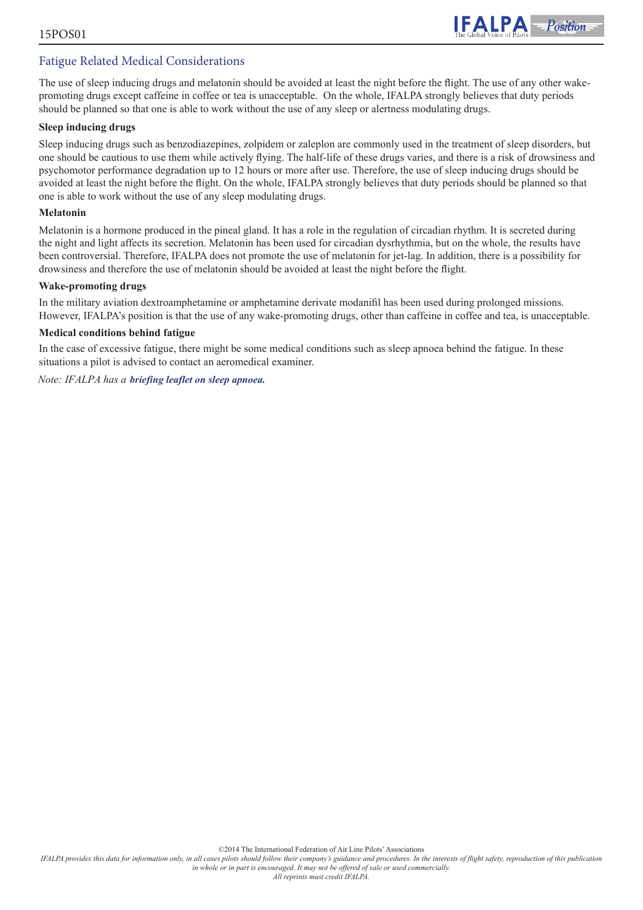## Fatigue Related Medical Considerations

The use of sleep inducing drugs and melatonin should be avoided at least the night before the flight. The use of any other wake-promoting drugs except caffeine in coffee or tea is unacceptable.  On the whole, IFALPA strongly believes that duty periods should be planned so that one is able to work without the use of any sleep or alertness modulating drugs.

**Sleep inducing drugs**

Sleep inducing drugs such as benzodiazepines, zolpidem or zaleplon are commonly used in the treatment of sleep disorders, but one should be cautious to use them while actively flying. The half-life of these drugs varies, and there is a risk of drowsiness and psychomotor performance degradation up to 12 hours or more after use. Therefore, the use of sleep inducing drugs should be avoided at least the night before the flight. On the whole, IFALPA strongly believes that duty periods should be planned so that one is able to work without the use of any sleep modulating drugs.

**Melatonin**

Melatonin is a hormone produced in the pineal gland. It has a role in the regulation of circadian rhythm. It is secreted during the night and light affects its secretion. Melatonin has been used for circadian dysrhythmia, but on the whole, the results have been controversial. Therefore, IFALPA does not promote the use of melatonin for jet-lag. In addition, there is a possibility for drowsiness and therefore the use of melatonin should be avoided at least the night before the flight.

**Wake-promoting drugs**

In the military aviation dextroamphetamine or amphetamine derivate modanifil has been used during prolonged missions. However, IFALPA's position is that the use of any wake-promoting drugs, other than caffeine in coffee and tea, is unacceptable.

**Medical conditions behind fatigue**

In the case of excessive fatigue, there might be some medical conditions such as sleep apnoea behind the fatigue. In these situations a pilot is advised to contact an aeromedical examiner.

*Note: IFALPA has a* ***briefing leaflet on sleep apnoea.***

©2014 The International Federation of Air Line Pilots' Associations

*IFALPA provides this data for information only, in all cases pilots should follow their company's guidance and procedures. In the interests of flight safety, reproduction of this publication in whole or in part is encouraged. It may not be offered of sale or used commercially.*
*All reprints must credit IFALPA.*